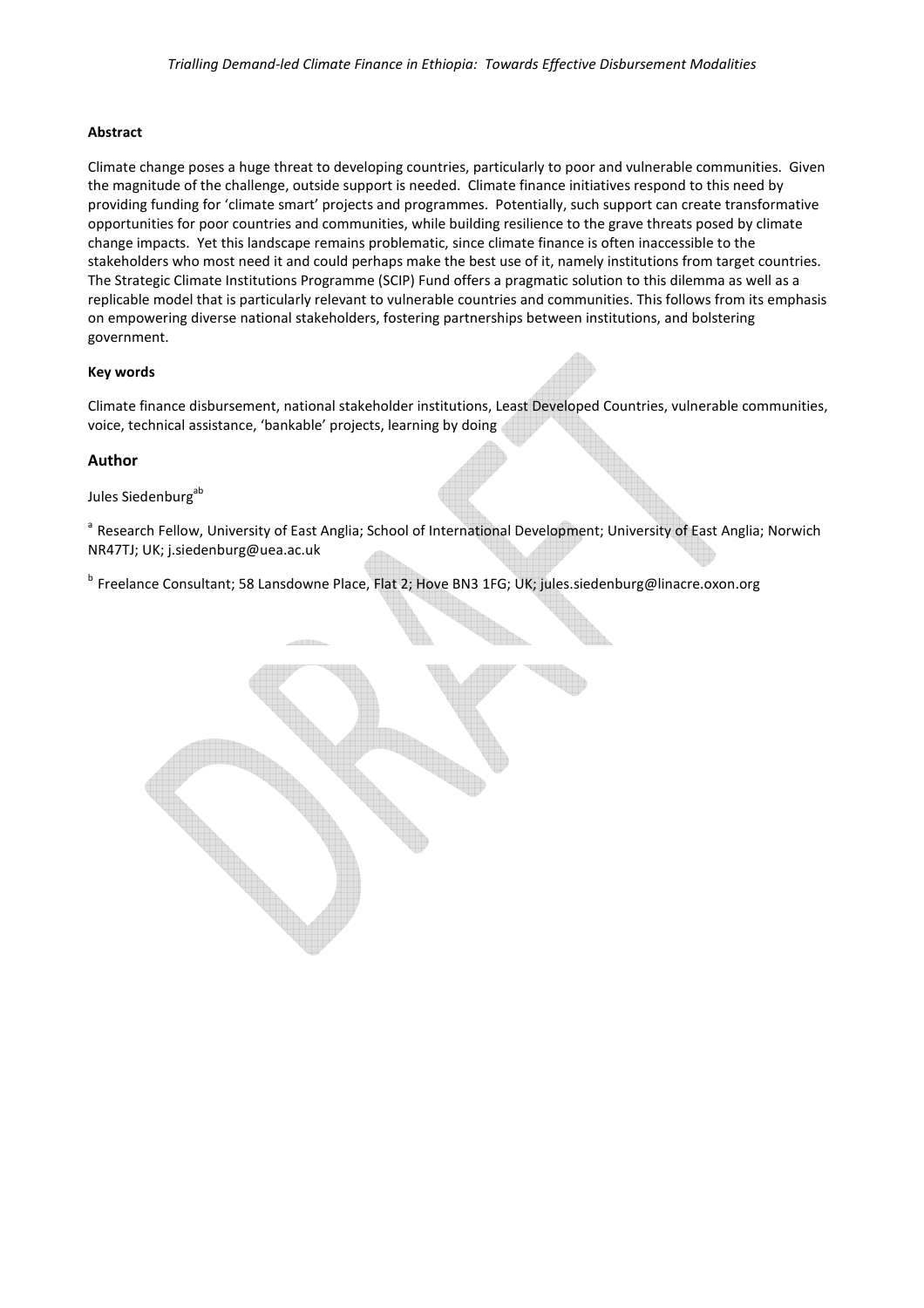**Abstract**

Climate change poses a huge threat to developing countries, particularly to poor and vulnerable communities. Given the magnitude of the challenge, outside support is needed. Climate finance initiatives respond to this need by providing funding for 'climate smart' projects and programmes. Potentially, such support can create transformative opportunities for poor countries and communities, while building resilience to the grave threats posed by climate change impacts. Yet this landscape remains problematic, since climate finance is often inaccessible to the stakeholders who most need it and could perhaps make the best use of it, namely institutions from target countries. The Strategic Climate Institutions Programme (SCIP) Fund offers a pragmatic solution to this dilemma as well as a replicable model that is particularly relevant to vulnerable countries and communities. This follows from its emphasis on empowering diverse national stakeholders, fostering partnerships between institutions, and bolstering government.

**Key words**

Climate finance disbursement, national stakeholder institutions, Least Developed Countries, vulnerable communities, voice, technical assistance, 'bankable' projects, learning by doing

## Author

Jules Siedenburg[ab]

[a] Research Fellow, University of East Anglia; School of International Development; University of East Anglia; Norwich NR47TJ; UK; j.siedenburg@uea.ac.uk

[b] Freelance Consultant; 58 Lansdowne Place, Flat 2; Hove BN3 1FG; UK; jules.siedenburg@linacre.oxon.org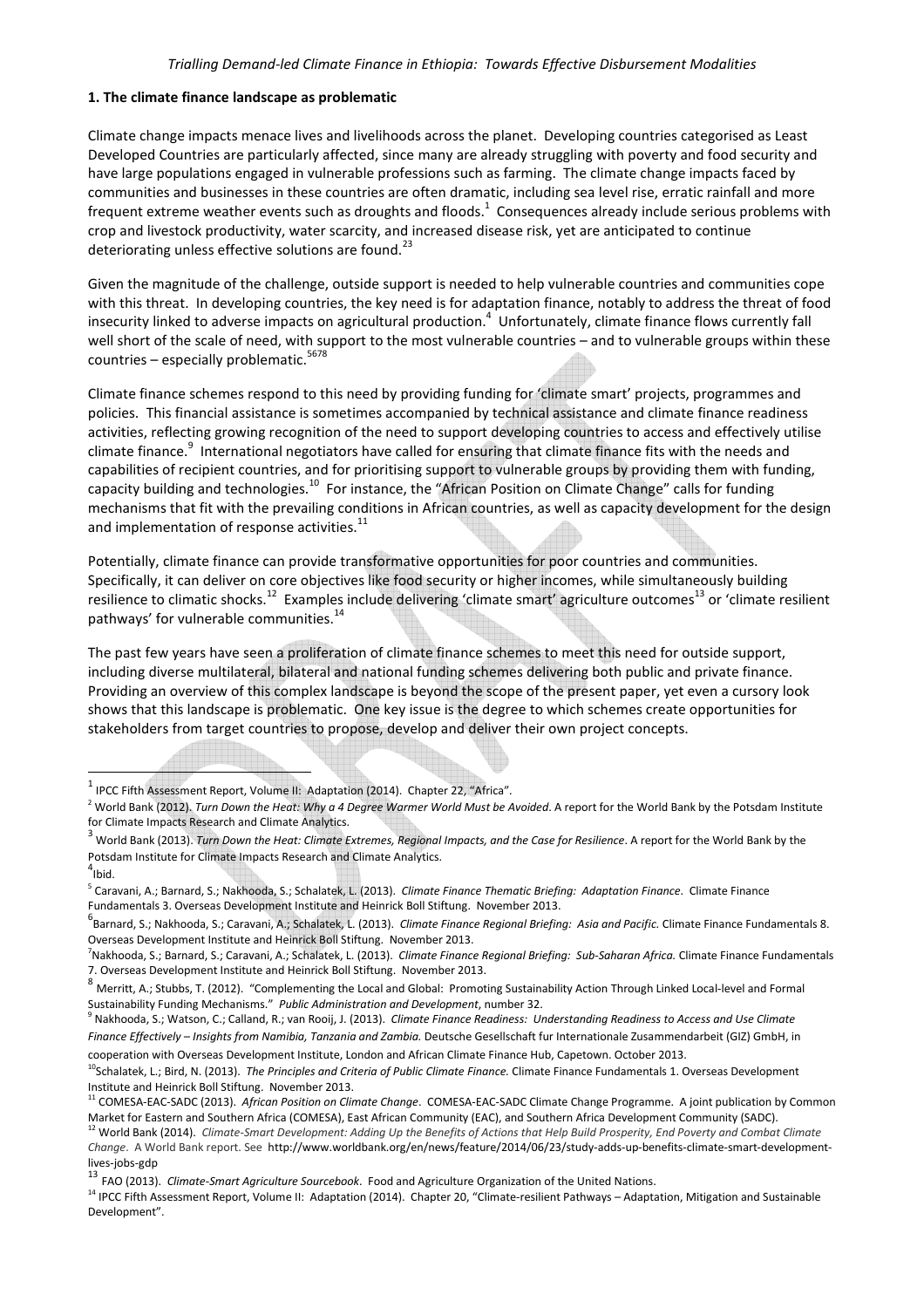## 1. The climate finance landscape as problematic

Climate change impacts menace lives and livelihoods across the planet. Developing countries categorised as Least Developed Countries are particularly affected, since many are already struggling with poverty and food security and have large populations engaged in vulnerable professions such as farming. The climate change impacts faced by communities and businesses in these countries are often dramatic, including sea level rise, erratic rainfall and more frequent extreme weather events such as droughts and floods.[1] Consequences already include serious problems with crop and livestock productivity, water scarcity, and increased disease risk, yet are anticipated to continue deteriorating unless effective solutions are found.[2][3]

Given the magnitude of the challenge, outside support is needed to help vulnerable countries and communities cope with this threat. In developing countries, the key need is for adaptation finance, notably to address the threat of food insecurity linked to adverse impacts on agricultural production.[4] Unfortunately, climate finance flows currently fall well short of the scale of need, with support to the most vulnerable countries – and to vulnerable groups within these countries – especially problematic.[5][6][7][8]

Climate finance schemes respond to this need by providing funding for 'climate smart' projects, programmes and policies. This financial assistance is sometimes accompanied by technical assistance and climate finance readiness activities, reflecting growing recognition of the need to support developing countries to access and effectively utilise climate finance.[9] International negotiators have called for ensuring that climate finance fits with the needs and capabilities of recipient countries, and for prioritising support to vulnerable groups by providing them with funding, capacity building and technologies.[10] For instance, the "African Position on Climate Change" calls for funding mechanisms that fit with the prevailing conditions in African countries, as well as capacity development for the design and implementation of response activities.[11]

Potentially, climate finance can provide transformative opportunities for poor countries and communities. Specifically, it can deliver on core objectives like food security or higher incomes, while simultaneously building resilience to climatic shocks.[12] Examples include delivering 'climate smart' agriculture outcomes[13] or 'climate resilient pathways' for vulnerable communities.[14]

The past few years have seen a proliferation of climate finance schemes to meet this need for outside support, including diverse multilateral, bilateral and national funding schemes delivering both public and private finance. Providing an overview of this complex landscape is beyond the scope of the present paper, yet even a cursory look shows that this landscape is problematic. One key issue is the degree to which schemes create opportunities for stakeholders from target countries to propose, develop and deliver their own project concepts.

---

[1] IPCC Fifth Assessment Report, Volume II: Adaptation (2014). Chapter 22, "Africa".

[2] World Bank (2012). *Turn Down the Heat: Why a 4 Degree Warmer World Must be Avoided*. A report for the World Bank by the Potsdam Institute for Climate Impacts Research and Climate Analytics.

[3] World Bank (2013). *Turn Down the Heat: Climate Extremes, Regional Impacts, and the Case for Resilience*. A report for the World Bank by the Potsdam Institute for Climate Impacts Research and Climate Analytics.

[4] Ibid.

[5] Caravani, A.; Barnard, S.; Nakhooda, S.; Schalatek, L. (2013). *Climate Finance Thematic Briefing: Adaptation Finance*. Climate Finance Fundamentals 3. Overseas Development Institute and Heinrick Boll Stiftung. November 2013.

[6] Barnard, S.; Nakhooda, S.; Caravani, A.; Schalatek, L. (2013). *Climate Finance Regional Briefing: Asia and Pacific.* Climate Finance Fundamentals 8. Overseas Development Institute and Heinrick Boll Stiftung. November 2013.

[7] Nakhooda, S.; Barnard, S.; Caravani, A.; Schalatek, L. (2013). *Climate Finance Regional Briefing: Sub-Saharan Africa.* Climate Finance Fundamentals 7. Overseas Development Institute and Heinrick Boll Stiftung. November 2013.

[8] Merritt, A.; Stubbs, T. (2012). "Complementing the Local and Global: Promoting Sustainability Action Through Linked Local-level and Formal Sustainability Funding Mechanisms." *Public Administration and Development*, number 32.

[9] Nakhooda, S.; Watson, C.; Calland, R.; van Rooij, J. (2013). *Climate Finance Readiness: Understanding Readiness to Access and Use Climate Finance Effectively – Insights from Namibia, Tanzania and Zambia.* Deutsche Gesellschaft fur Internationale Zusammendarbeit (GIZ) GmbH, in cooperation with Overseas Development Institute, London and African Climate Finance Hub, Capetown. October 2013.

[10] Schalatek, L.; Bird, N. (2013). *The Principles and Criteria of Public Climate Finance.* Climate Finance Fundamentals 1. Overseas Development Institute and Heinrick Boll Stiftung. November 2013.

[11] COMESA-EAC-SADC (2013). *African Position on Climate Change*. COMESA-EAC-SADC Climate Change Programme. A joint publication by Common Market for Eastern and Southern Africa (COMESA), East African Community (EAC), and Southern Africa Development Community (SADC).

[12] World Bank (2014). *Climate-Smart Development: Adding Up the Benefits of Actions that Help Build Prosperity, End Poverty and Combat Climate Change*. A World Bank report. See http://www.worldbank.org/en/news/feature/2014/06/23/study-adds-up-benefits-climate-smart-development-lives-jobs-gdp

[13] FAO (2013). *Climate-Smart Agriculture Sourcebook*. Food and Agriculture Organization of the United Nations.

[14] IPCC Fifth Assessment Report, Volume II: Adaptation (2014). Chapter 20, "Climate-resilient Pathways – Adaptation, Mitigation and Sustainable Development".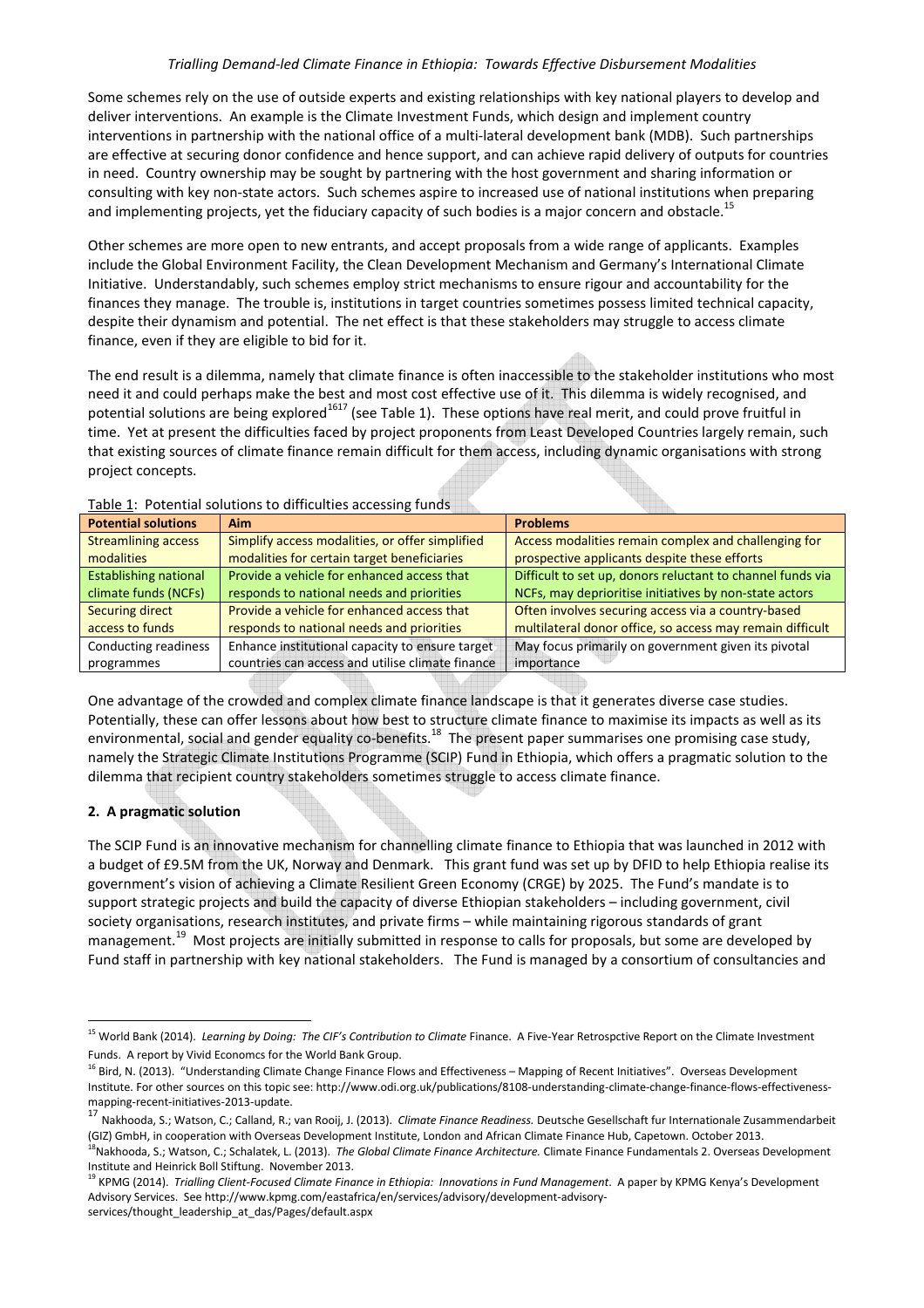Some schemes rely on the use of outside experts and existing relationships with key national players to develop and deliver interventions. An example is the Climate Investment Funds, which design and implement country interventions in partnership with the national office of a multi-lateral development bank (MDB). Such partnerships are effective at securing donor confidence and hence support, and can achieve rapid delivery of outputs for countries in need. Country ownership may be sought by partnering with the host government and sharing information or consulting with key non-state actors. Such schemes aspire to increased use of national institutions when preparing and implementing projects, yet the fiduciary capacity of such bodies is a major concern and obstacle.[15]

Other schemes are more open to new entrants, and accept proposals from a wide range of applicants. Examples include the Global Environment Facility, the Clean Development Mechanism and Germany's International Climate Initiative. Understandably, such schemes employ strict mechanisms to ensure rigour and accountability for the finances they manage. The trouble is, institutions in target countries sometimes possess limited technical capacity, despite their dynamism and potential. The net effect is that these stakeholders may struggle to access climate finance, even if they are eligible to bid for it.

The end result is a dilemma, namely that climate finance is often inaccessible to the stakeholder institutions who most need it and could perhaps make the best and most cost effective use of it. This dilemma is widely recognised, and potential solutions are being explored[16][17] (see Table 1). These options have real merit, and could prove fruitful in time. Yet at present the difficulties faced by project proponents from Least Developed Countries largely remain, such that existing sources of climate finance remain difficult for them access, including dynamic organisations with strong project concepts.

Table 1: Potential solutions to difficulties accessing funds

| Potential solutions | Aim | Problems |
|---|---|---|
| Streamlining access modalities | Simplify access modalities, or offer simplified modalities for certain target beneficiaries | Access modalities remain complex and challenging for prospective applicants despite these efforts |
| Establishing national climate funds (NCFs) | Provide a vehicle for enhanced access that responds to national needs and priorities | Difficult to set up, donors reluctant to channel funds via NCFs, may deprioritise initiatives by non-state actors |
| Securing direct access to funds | Provide a vehicle for enhanced access that responds to national needs and priorities | Often involves securing access via a country-based multilateral donor office, so access may remain difficult |
| Conducting readiness programmes | Enhance institutional capacity to ensure target countries can access and utilise climate finance | May focus primarily on government given its pivotal importance |

One advantage of the crowded and complex climate finance landscape is that it generates diverse case studies. Potentially, these can offer lessons about how best to structure climate finance to maximise its impacts as well as its environmental, social and gender equality co-benefits.[18] The present paper summarises one promising case study, namely the Strategic Climate Institutions Programme (SCIP) Fund in Ethiopia, which offers a pragmatic solution to the dilemma that recipient country stakeholders sometimes struggle to access climate finance.

## 2. A pragmatic solution

The SCIP Fund is an innovative mechanism for channelling climate finance to Ethiopia that was launched in 2012 with a budget of £9.5M from the UK, Norway and Denmark. This grant fund was set up by DFID to help Ethiopia realise its government's vision of achieving a Climate Resilient Green Economy (CRGE) by 2025. The Fund's mandate is to support strategic projects and build the capacity of diverse Ethiopian stakeholders – including government, civil society organisations, research institutes, and private firms – while maintaining rigorous standards of grant management.[19] Most projects are initially submitted in response to calls for proposals, but some are developed by Fund staff in partnership with key national stakeholders. The Fund is managed by a consortium of consultancies and

---

[15] World Bank (2014). *Learning by Doing: The CIF's Contribution to Climate* Finance. A Five-Year Retrospctive Report on the Climate Investment Funds. A report by Vivid Economcs for the World Bank Group.

[16] Bird, N. (2013). "Understanding Climate Change Finance Flows and Effectiveness – Mapping of Recent Initiatives". Overseas Development Institute. For other sources on this topic see: http://www.odi.org.uk/publications/8108-understanding-climate-change-finance-flows-effectiveness-mapping-recent-initiatives-2013-update.

[17] Nakhooda, S.; Watson, C.; Calland, R.; van Rooij, J. (2013). *Climate Finance Readiness.* Deutsche Gesellschaft fur Internationale Zusammenarbeit (GIZ) GmbH, in cooperation with Overseas Development Institute, London and African Climate Finance Hub, Capetown. October 2013.

[18] Nakhooda, S.; Watson, C.; Schalatek, L. (2013). *The Global Climate Finance Architecture.* Climate Finance Fundamentals 2. Overseas Development Institute and Heinrick Boll Stiftung. November 2013.

[19] KPMG (2014). *Trialling Client-Focused Climate Finance in Ethiopia: Innovations in Fund Management*. A paper by KPMG Kenya's Development Advisory Services. See http://www.kpmg.com/eastafrica/en/services/advisory/development-advisory-services/thought_leadership_at_das/Pages/default.aspx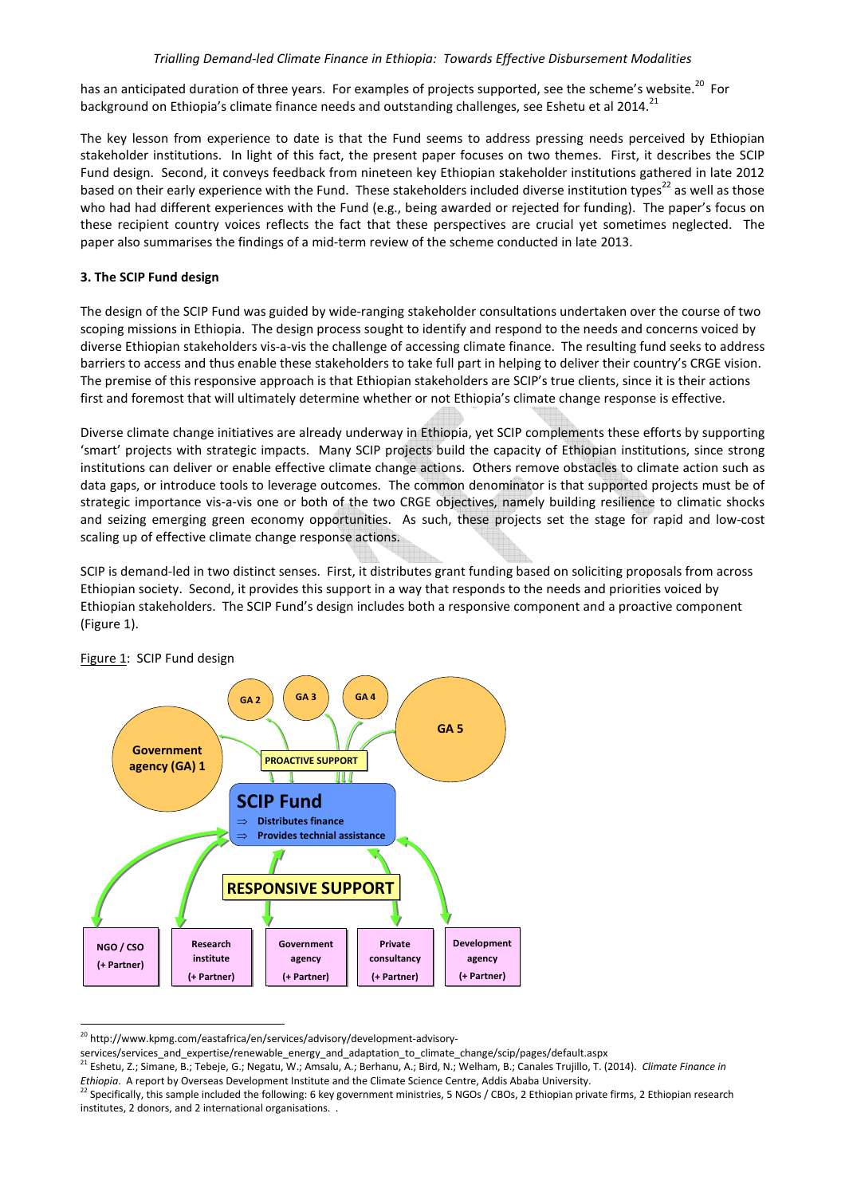has an anticipated duration of three years. For examples of projects supported, see the scheme's website.[20] For background on Ethiopia's climate finance needs and outstanding challenges, see Eshetu et al 2014.[21]

The key lesson from experience to date is that the Fund seems to address pressing needs perceived by Ethiopian stakeholder institutions. In light of this fact, the present paper focuses on two themes. First, it describes the SCIP Fund design. Second, it conveys feedback from nineteen key Ethiopian stakeholder institutions gathered in late 2012 based on their early experience with the Fund. These stakeholders included diverse institution types[22] as well as those who had had different experiences with the Fund (e.g., being awarded or rejected for funding). The paper's focus on these recipient country voices reflects the fact that these perspectives are crucial yet sometimes neglected. The paper also summarises the findings of a mid-term review of the scheme conducted in late 2013.

### 3. The SCIP Fund design

The design of the SCIP Fund was guided by wide-ranging stakeholder consultations undertaken over the course of two scoping missions in Ethiopia. The design process sought to identify and respond to the needs and concerns voiced by diverse Ethiopian stakeholders vis-a-vis the challenge of accessing climate finance. The resulting fund seeks to address barriers to access and thus enable these stakeholders to take full part in helping to deliver their country's CRGE vision. The premise of this responsive approach is that Ethiopian stakeholders are SCIP's true clients, since it is their actions first and foremost that will ultimately determine whether or not Ethiopia's climate change response is effective.

Diverse climate change initiatives are already underway in Ethiopia, yet SCIP complements these efforts by supporting 'smart' projects with strategic impacts. Many SCIP projects build the capacity of Ethiopian institutions, since strong institutions can deliver or enable effective climate change actions. Others remove obstacles to climate action such as data gaps, or introduce tools to leverage outcomes. The common denominator is that supported projects must be of strategic importance vis-a-vis one or both of the two CRGE objectives, namely building resilience to climatic shocks and seizing emerging green economy opportunities. As such, these projects set the stage for rapid and low-cost scaling up of effective climate change response actions.

SCIP is demand-led in two distinct senses. First, it distributes grant funding based on soliciting proposals from across Ethiopian society. Second, it provides this support in a way that responds to the needs and priorities voiced by Ethiopian stakeholders. The SCIP Fund's design includes both a responsive component and a proactive component (Figure 1).

Figure 1: SCIP Fund design

Government agency (GA) 1
GA 2
GA 3
GA 4
GA 5
PROACTIVE SUPPORT
SCIP Fund
⇒ Distributes finance
⇒ Provides technial assistance
RESPONSIVE SUPPORT
NGO / CSO (+ Partner)
Research institute (+ Partner)
Government agency (+ Partner)
Private consultancy (+ Partner)
Development agency (+ Partner)

[20] http://www.kpmg.com/eastafrica/en/services/advisory/development-advisory-services/services_and_expertise/renewable_energy_and_adaptation_to_climate_change/scip/pages/default.aspx

[21] Eshetu, Z.; Simane, B.; Tebeje, G.; Negatu, W.; Amsalu, A.; Berhanu, A.; Bird, N.; Welham, B.; Canales Trujillo, T. (2014). *Climate Finance in Ethiopia*. A report by Overseas Development Institute and the Climate Science Centre, Addis Ababa University.

[22] Specifically, this sample included the following: 6 key government ministries, 5 NGOs / CBOs, 2 Ethiopian private firms, 2 Ethiopian research institutes, 2 donors, and 2 international organisations. .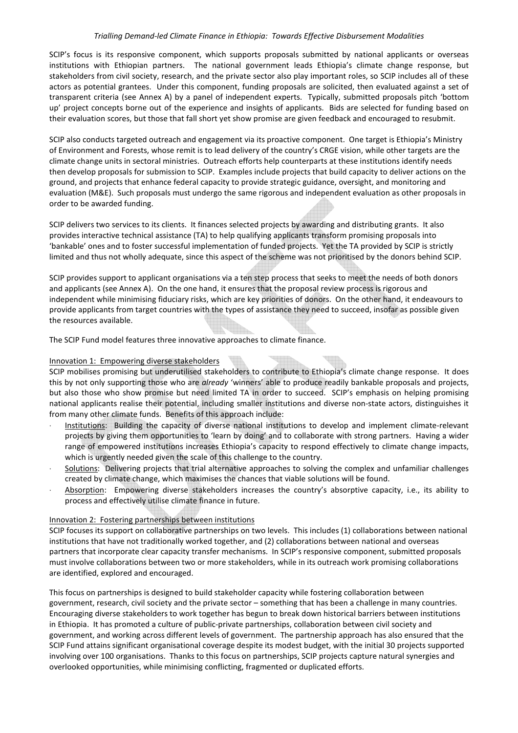SCIP's focus is its responsive component, which supports proposals submitted by national applicants or overseas institutions with Ethiopian partners. The national government leads Ethiopia's climate change response, but stakeholders from civil society, research, and the private sector also play important roles, so SCIP includes all of these actors as potential grantees. Under this component, funding proposals are solicited, then evaluated against a set of transparent criteria (see Annex A) by a panel of independent experts. Typically, submitted proposals pitch 'bottom up' project concepts borne out of the experience and insights of applicants. Bids are selected for funding based on their evaluation scores, but those that fall short yet show promise are given feedback and encouraged to resubmit.

SCIP also conducts targeted outreach and engagement via its proactive component. One target is Ethiopia's Ministry of Environment and Forests, whose remit is to lead delivery of the country's CRGE vision, while other targets are the climate change units in sectoral ministries. Outreach efforts help counterparts at these institutions identify needs then develop proposals for submission to SCIP. Examples include projects that build capacity to deliver actions on the ground, and projects that enhance federal capacity to provide strategic guidance, oversight, and monitoring and evaluation (M&E). Such proposals must undergo the same rigorous and independent evaluation as other proposals in order to be awarded funding.

SCIP delivers two services to its clients. It finances selected projects by awarding and distributing grants. It also provides interactive technical assistance (TA) to help qualifying applicants transform promising proposals into 'bankable' ones and to foster successful implementation of funded projects. Yet the TA provided by SCIP is strictly limited and thus not wholly adequate, since this aspect of the scheme was not prioritised by the donors behind SCIP.

SCIP provides support to applicant organisations via a ten step process that seeks to meet the needs of both donors and applicants (see Annex A). On the one hand, it ensures that the proposal review process is rigorous and independent while minimising fiduciary risks, which are key priorities of donors. On the other hand, it endeavours to provide applicants from target countries with the types of assistance they need to succeed, insofar as possible given the resources available.

The SCIP Fund model features three innovative approaches to climate finance.

Innovation 1: Empowering diverse stakeholders

SCIP mobilises promising but underutilised stakeholders to contribute to Ethiopia's climate change response. It does this by not only supporting those who are *already* 'winners' able to produce readily bankable proposals and projects, but also those who show promise but need limited TA in order to succeed. SCIP's emphasis on helping promising national applicants realise their potential, including smaller institutions and diverse non-state actors, distinguishes it from many other climate funds. Benefits of this approach include:

- Institutions: Building the capacity of diverse national institutions to develop and implement climate-relevant projects by giving them opportunities to 'learn by doing' and to collaborate with strong partners. Having a wider range of empowered institutions increases Ethiopia's capacity to respond effectively to climate change impacts, which is urgently needed given the scale of this challenge to the country.
- Solutions: Delivering projects that trial alternative approaches to solving the complex and unfamiliar challenges created by climate change, which maximises the chances that viable solutions will be found.
- Absorption: Empowering diverse stakeholders increases the country's absorptive capacity, i.e., its ability to process and effectively utilise climate finance in future.

Innovation 2: Fostering partnerships between institutions

SCIP focuses its support on collaborative partnerships on two levels. This includes (1) collaborations between national institutions that have not traditionally worked together, and (2) collaborations between national and overseas partners that incorporate clear capacity transfer mechanisms. In SCIP's responsive component, submitted proposals must involve collaborations between two or more stakeholders, while in its outreach work promising collaborations are identified, explored and encouraged.

This focus on partnerships is designed to build stakeholder capacity while fostering collaboration between government, research, civil society and the private sector – something that has been a challenge in many countries. Encouraging diverse stakeholders to work together has begun to break down historical barriers between institutions in Ethiopia. It has promoted a culture of public-private partnerships, collaboration between civil society and government, and working across different levels of government. The partnership approach has also ensured that the SCIP Fund attains significant organisational coverage despite its modest budget, with the initial 30 projects supported involving over 100 organisations. Thanks to this focus on partnerships, SCIP projects capture natural synergies and overlooked opportunities, while minimising conflicting, fragmented or duplicated efforts.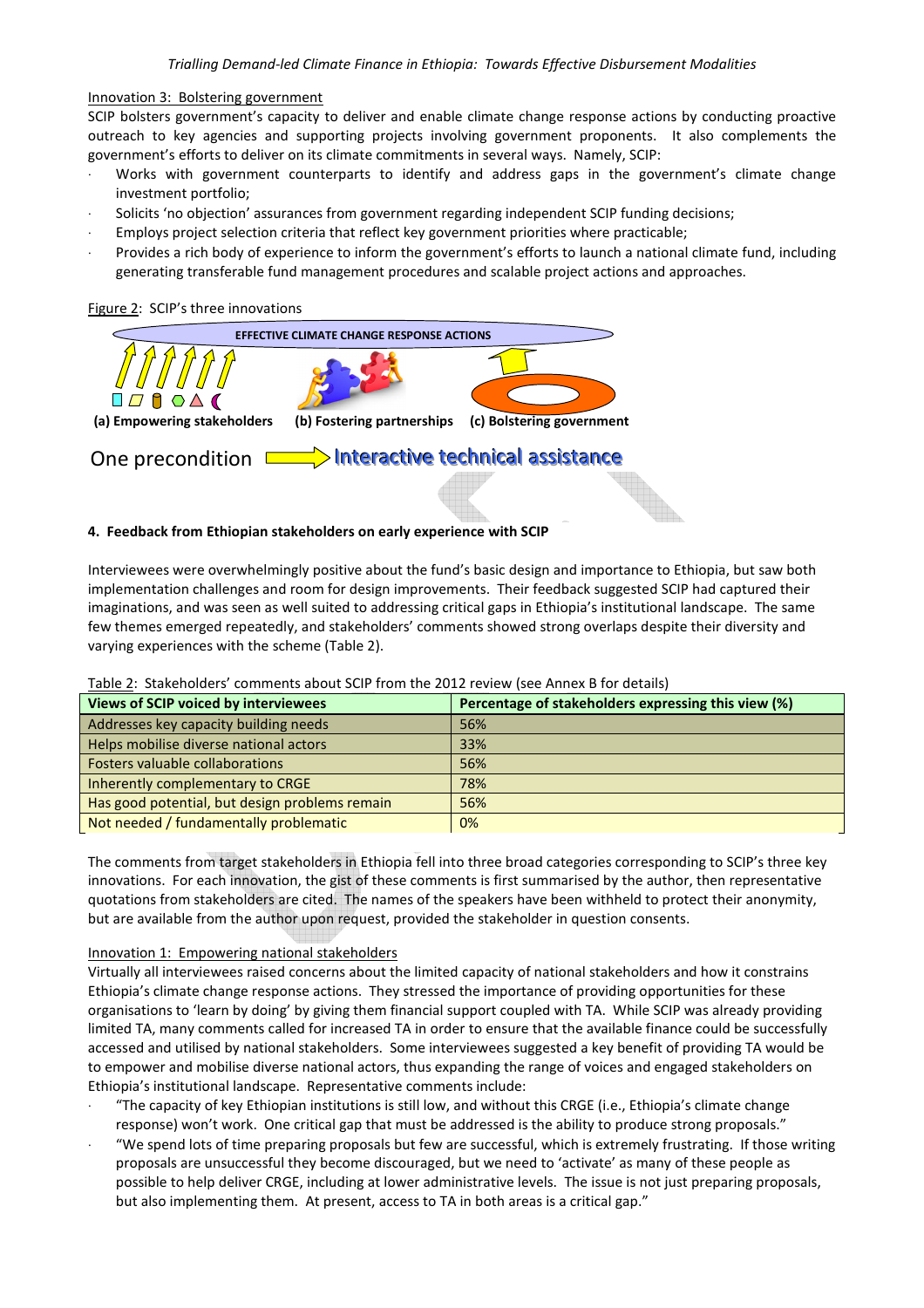Innovation 3: Bolstering government

SCIP bolsters government's capacity to deliver and enable climate change response actions by conducting proactive outreach to key agencies and supporting projects involving government proponents. It also complements the government's efforts to deliver on its climate commitments in several ways. Namely, SCIP:

- Works with government counterparts to identify and address gaps in the government's climate change investment portfolio;
- Solicits 'no objection' assurances from government regarding independent SCIP funding decisions;
- Employs project selection criteria that reflect key government priorities where practicable;
- Provides a rich body of experience to inform the government's efforts to launch a national climate fund, including generating transferable fund management procedures and scalable project actions and approaches.

Figure 2: SCIP's three innovations

EFFECTIVE CLIMATE CHANGE RESPONSE ACTIONS

(a) Empowering stakeholders (b) Fostering partnerships (c) Bolstering government

One precondition ⟹ Interactive technical assistance

## 4. Feedback from Ethiopian stakeholders on early experience with SCIP

Interviewees were overwhelmingly positive about the fund's basic design and importance to Ethiopia, but saw both implementation challenges and room for design improvements. Their feedback suggested SCIP had captured their imaginations, and was seen as well suited to addressing critical gaps in Ethiopia's institutional landscape. The same few themes emerged repeatedly, and stakeholders' comments showed strong overlaps despite their diversity and varying experiences with the scheme (Table 2).

Table 2: Stakeholders' comments about SCIP from the 2012 review (see Annex B for details)

| Views of SCIP voiced by interviewees | Percentage of stakeholders expressing this view (%) |
|---|---|
| Addresses key capacity building needs | 56% |
| Helps mobilise diverse national actors | 33% |
| Fosters valuable collaborations | 56% |
| Inherently complementary to CRGE | 78% |
| Has good potential, but design problems remain | 56% |
| Not needed / fundamentally problematic | 0% |

The comments from target stakeholders in Ethiopia fell into three broad categories corresponding to SCIP's three key innovations. For each innovation, the gist of these comments is first summarised by the author, then representative quotations from stakeholders are cited. The names of the speakers have been withheld to protect their anonymity, but are available from the author upon request, provided the stakeholder in question consents.

Innovation 1: Empowering national stakeholders

Virtually all interviewees raised concerns about the limited capacity of national stakeholders and how it constrains Ethiopia's climate change response actions. They stressed the importance of providing opportunities for these organisations to 'learn by doing' by giving them financial support coupled with TA. While SCIP was already providing limited TA, many comments called for increased TA in order to ensure that the available finance could be successfully accessed and utilised by national stakeholders. Some interviewees suggested a key benefit of providing TA would be to empower and mobilise diverse national actors, thus expanding the range of voices and engaged stakeholders on Ethiopia's institutional landscape. Representative comments include:

- "The capacity of key Ethiopian institutions is still low, and without this CRGE (i.e., Ethiopia's climate change response) won't work. One critical gap that must be addressed is the ability to produce strong proposals."
- "We spend lots of time preparing proposals but few are successful, which is extremely frustrating. If those writing proposals are unsuccessful they become discouraged, but we need to 'activate' as many of these people as possible to help deliver CRGE, including at lower administrative levels. The issue is not just preparing proposals, but also implementing them. At present, access to TA in both areas is a critical gap."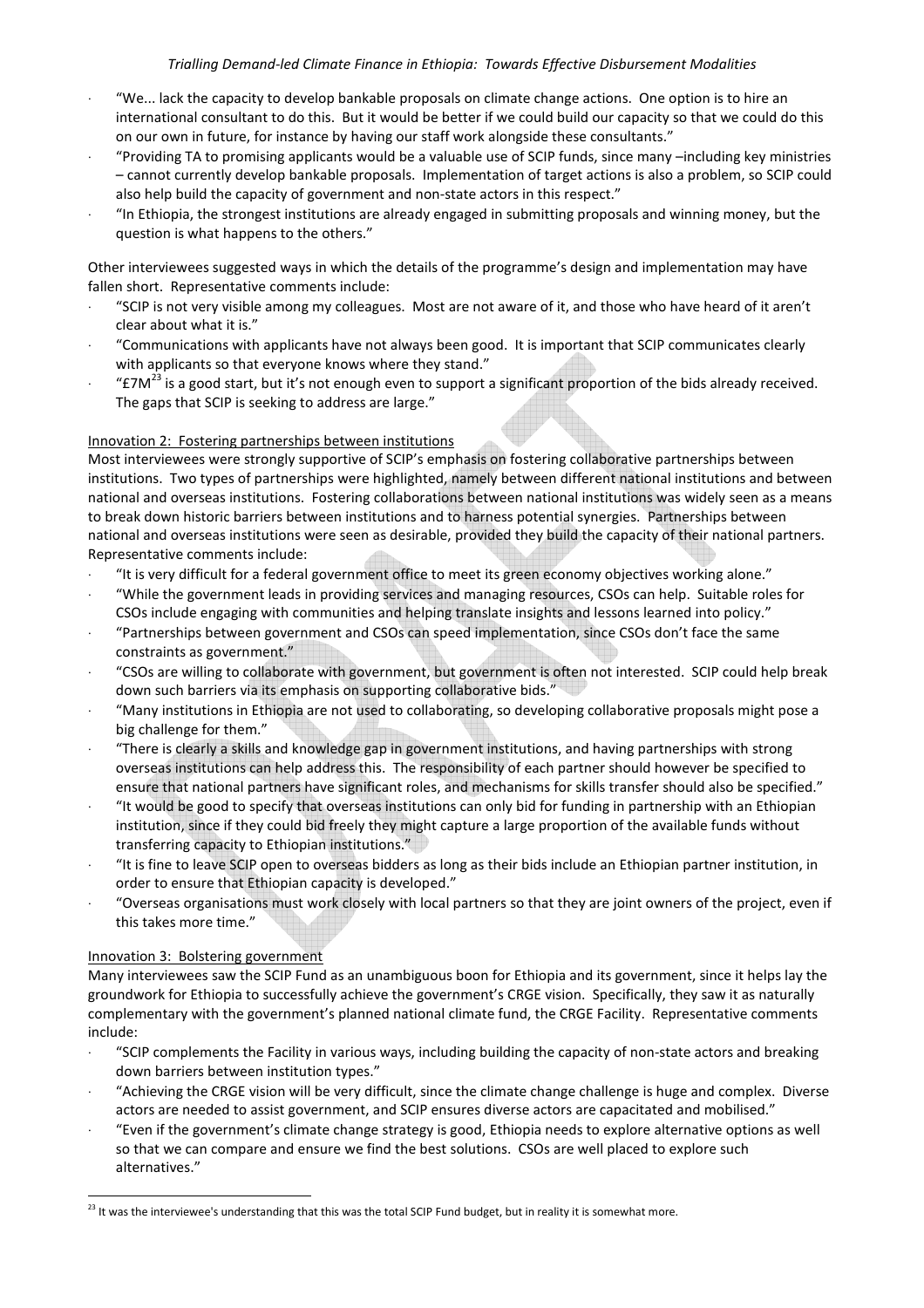- "We... lack the capacity to develop bankable proposals on climate change actions. One option is to hire an international consultant to do this. But it would be better if we could build our capacity so that we could do this on our own in future, for instance by having our staff work alongside these consultants."
- "Providing TA to promising applicants would be a valuable use of SCIP funds, since many –including key ministries – cannot currently develop bankable proposals. Implementation of target actions is also a problem, so SCIP could also help build the capacity of government and non-state actors in this respect."
- "In Ethiopia, the strongest institutions are already engaged in submitting proposals and winning money, but the question is what happens to the others."

Other interviewees suggested ways in which the details of the programme's design and implementation may have fallen short. Representative comments include:

- "SCIP is not very visible among my colleagues. Most are not aware of it, and those who have heard of it aren't clear about what it is."
- "Communications with applicants have not always been good. It is important that SCIP communicates clearly with applicants so that everyone knows where they stand."
- "£7M[23] is a good start, but it's not enough even to support a significant proportion of the bids already received. The gaps that SCIP is seeking to address are large."

Innovation 2: Fostering partnerships between institutions

Most interviewees were strongly supportive of SCIP's emphasis on fostering collaborative partnerships between institutions. Two types of partnerships were highlighted, namely between different national institutions and between national and overseas institutions. Fostering collaborations between national institutions was widely seen as a means to break down historic barriers between institutions and to harness potential synergies. Partnerships between national and overseas institutions were seen as desirable, provided they build the capacity of their national partners. Representative comments include:

- "It is very difficult for a federal government office to meet its green economy objectives working alone."
- "While the government leads in providing services and managing resources, CSOs can help. Suitable roles for CSOs include engaging with communities and helping translate insights and lessons learned into policy."
- "Partnerships between government and CSOs can speed implementation, since CSOs don't face the same constraints as government."
- "CSOs are willing to collaborate with government, but government is often not interested. SCIP could help break down such barriers via its emphasis on supporting collaborative bids."
- "Many institutions in Ethiopia are not used to collaborating, so developing collaborative proposals might pose a big challenge for them."
- "There is clearly a skills and knowledge gap in government institutions, and having partnerships with strong overseas institutions can help address this. The responsibility of each partner should however be specified to ensure that national partners have significant roles, and mechanisms for skills transfer should also be specified."
- "It would be good to specify that overseas institutions can only bid for funding in partnership with an Ethiopian institution, since if they could bid freely they might capture a large proportion of the available funds without transferring capacity to Ethiopian institutions."
- "It is fine to leave SCIP open to overseas bidders as long as their bids include an Ethiopian partner institution, in order to ensure that Ethiopian capacity is developed."
- "Overseas organisations must work closely with local partners so that they are joint owners of the project, even if this takes more time."

Innovation 3: Bolstering government

Many interviewees saw the SCIP Fund as an unambiguous boon for Ethiopia and its government, since it helps lay the groundwork for Ethiopia to successfully achieve the government's CRGE vision. Specifically, they saw it as naturally complementary with the government's planned national climate fund, the CRGE Facility. Representative comments include:

- "SCIP complements the Facility in various ways, including building the capacity of non-state actors and breaking down barriers between institution types."
- "Achieving the CRGE vision will be very difficult, since the climate change challenge is huge and complex. Diverse actors are needed to assist government, and SCIP ensures diverse actors are capacitated and mobilised."
- "Even if the government's climate change strategy is good, Ethiopia needs to explore alternative options as well so that we can compare and ensure we find the best solutions. CSOs are well placed to explore such alternatives."

[23] It was the interviewee's understanding that this was the total SCIP Fund budget, but in reality it is somewhat more.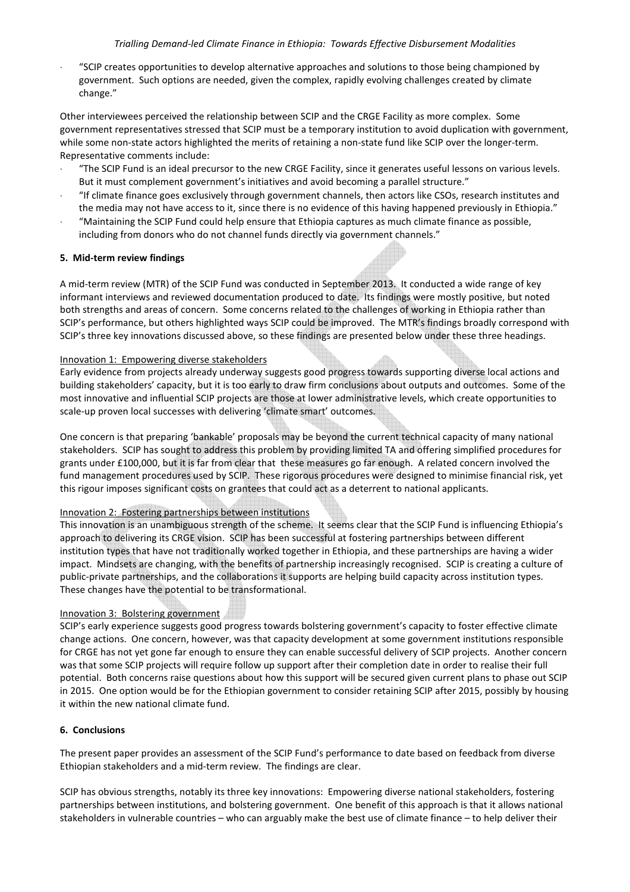- "SCIP creates opportunities to develop alternative approaches and solutions to those being championed by government. Such options are needed, given the complex, rapidly evolving challenges created by climate change."

Other interviewees perceived the relationship between SCIP and the CRGE Facility as more complex. Some government representatives stressed that SCIP must be a temporary institution to avoid duplication with government, while some non-state actors highlighted the merits of retaining a non-state fund like SCIP over the longer-term. Representative comments include:

- "The SCIP Fund is an ideal precursor to the new CRGE Facility, since it generates useful lessons on various levels. But it must complement government's initiatives and avoid becoming a parallel structure."
- "If climate finance goes exclusively through government channels, then actors like CSOs, research institutes and the media may not have access to it, since there is no evidence of this having happened previously in Ethiopia."
- "Maintaining the SCIP Fund could help ensure that Ethiopia captures as much climate finance as possible, including from donors who do not channel funds directly via government channels."

## 5. Mid-term review findings

A mid-term review (MTR) of the SCIP Fund was conducted in September 2013. It conducted a wide range of key informant interviews and reviewed documentation produced to date. Its findings were mostly positive, but noted both strengths and areas of concern. Some concerns related to the challenges of working in Ethiopia rather than SCIP's performance, but others highlighted ways SCIP could be improved. The MTR's findings broadly correspond with SCIP's three key innovations discussed above, so these findings are presented below under these three headings.

### Innovation 1: Empowering diverse stakeholders

Early evidence from projects already underway suggests good progress towards supporting diverse local actions and building stakeholders' capacity, but it is too early to draw firm conclusions about outputs and outcomes. Some of the most innovative and influential SCIP projects are those at lower administrative levels, which create opportunities to scale-up proven local successes with delivering 'climate smart' outcomes.

One concern is that preparing 'bankable' proposals may be beyond the current technical capacity of many national stakeholders. SCIP has sought to address this problem by providing limited TA and offering simplified procedures for grants under £100,000, but it is far from clear that these measures go far enough. A related concern involved the fund management procedures used by SCIP. These rigorous procedures were designed to minimise financial risk, yet this rigour imposes significant costs on grantees that could act as a deterrent to national applicants.

### Innovation 2: Fostering partnerships between institutions

This innovation is an unambiguous strength of the scheme. It seems clear that the SCIP Fund is influencing Ethiopia's approach to delivering its CRGE vision. SCIP has been successful at fostering partnerships between different institution types that have not traditionally worked together in Ethiopia, and these partnerships are having a wider impact. Mindsets are changing, with the benefits of partnership increasingly recognised. SCIP is creating a culture of public-private partnerships, and the collaborations it supports are helping build capacity across institution types. These changes have the potential to be transformational.

### Innovation 3: Bolstering government

SCIP's early experience suggests good progress towards bolstering government's capacity to foster effective climate change actions. One concern, however, was that capacity development at some government institutions responsible for CRGE has not yet gone far enough to ensure they can enable successful delivery of SCIP projects. Another concern was that some SCIP projects will require follow up support after their completion date in order to realise their full potential. Both concerns raise questions about how this support will be secured given current plans to phase out SCIP in 2015. One option would be for the Ethiopian government to consider retaining SCIP after 2015, possibly by housing it within the new national climate fund.

## 6. Conclusions

The present paper provides an assessment of the SCIP Fund's performance to date based on feedback from diverse Ethiopian stakeholders and a mid-term review. The findings are clear.

SCIP has obvious strengths, notably its three key innovations: Empowering diverse national stakeholders, fostering partnerships between institutions, and bolstering government. One benefit of this approach is that it allows national stakeholders in vulnerable countries – who can arguably make the best use of climate finance – to help deliver their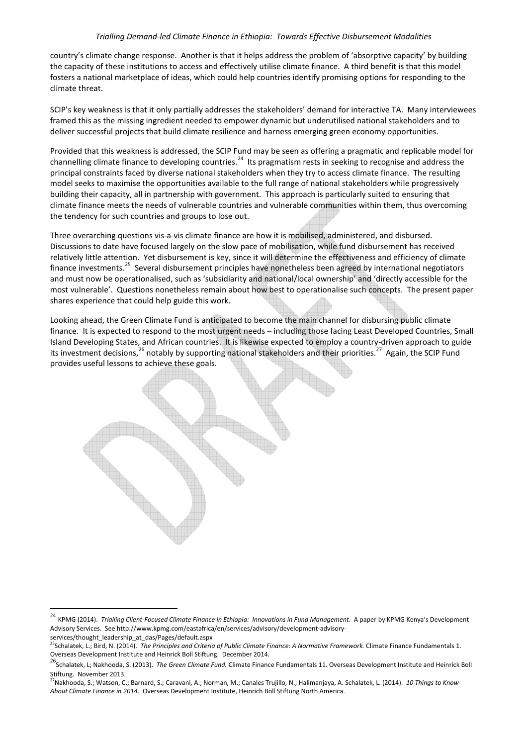country's climate change response. Another is that it helps address the problem of 'absorptive capacity' by building the capacity of these institutions to access and effectively utilise climate finance. A third benefit is that this model fosters a national marketplace of ideas, which could help countries identify promising options for responding to the climate threat.

SCIP's key weakness is that it only partially addresses the stakeholders' demand for interactive TA. Many interviewees framed this as the missing ingredient needed to empower dynamic but underutilised national stakeholders and to deliver successful projects that build climate resilience and harness emerging green economy opportunities.

Provided that this weakness is addressed, the SCIP Fund may be seen as offering a pragmatic and replicable model for channelling climate finance to developing countries.[24] Its pragmatism rests in seeking to recognise and address the principal constraints faced by diverse national stakeholders when they try to access climate finance. The resulting model seeks to maximise the opportunities available to the full range of national stakeholders while progressively building their capacity, all in partnership with government. This approach is particularly suited to ensuring that climate finance meets the needs of vulnerable countries and vulnerable communities within them, thus overcoming the tendency for such countries and groups to lose out.

Three overarching questions vis-a-vis climate finance are how it is mobilised, administered, and disbursed. Discussions to date have focused largely on the slow pace of mobilisation, while fund disbursement has received relatively little attention. Yet disbursement is key, since it will determine the effectiveness and efficiency of climate finance investments.[25] Several disbursement principles have nonetheless been agreed by international negotiators and must now be operationalised, such as 'subsidiarity and national/local ownership' and 'directly accessible for the most vulnerable'. Questions nonetheless remain about how best to operationalise such concepts. The present paper shares experience that could help guide this work.

Looking ahead, the Green Climate Fund is anticipated to become the main channel for disbursing public climate finance. It is expected to respond to the most urgent needs – including those facing Least Developed Countries, Small Island Developing States, and African countries. It is likewise expected to employ a country-driven approach to guide its investment decisions,[26] notably by supporting national stakeholders and their priorities.[27] Again, the SCIP Fund provides useful lessons to achieve these goals.

---

[24] KPMG (2014). *Trialling Client-Focused Climate Finance in Ethiopia: Innovations in Fund Management*. A paper by KPMG Kenya's Development Advisory Services. See http://www.kpmg.com/eastafrica/en/services/advisory/development-advisory-services/thought_leadership_at_das/Pages/default.aspx

[25] Schalatek, L.; Bird, N. (2014). *The Principles and Criteria of Public Climate Finance: A Normative Framework.* Climate Finance Fundamentals 1. Overseas Development Institute and Heinrick Boll Stiftung. December 2014.

[26] Schalatek, L; Nakhooda, S. (2013). *The Green Climate Fund.* Climate Finance Fundamentals 11. Overseas Development Institute and Heinrick Boll Stiftung. November 2013.

[27] Nakhooda, S.; Watson, C.; Barnard, S.; Caravani, A.; Norman, M.; Canales Trujillo, N.; Halimanjaya, A. Schalatek, L. (2014). *10 Things to Know About Climate Finance in 2014*. Overseas Development Institute, Heinrich Boll Stiftung North America.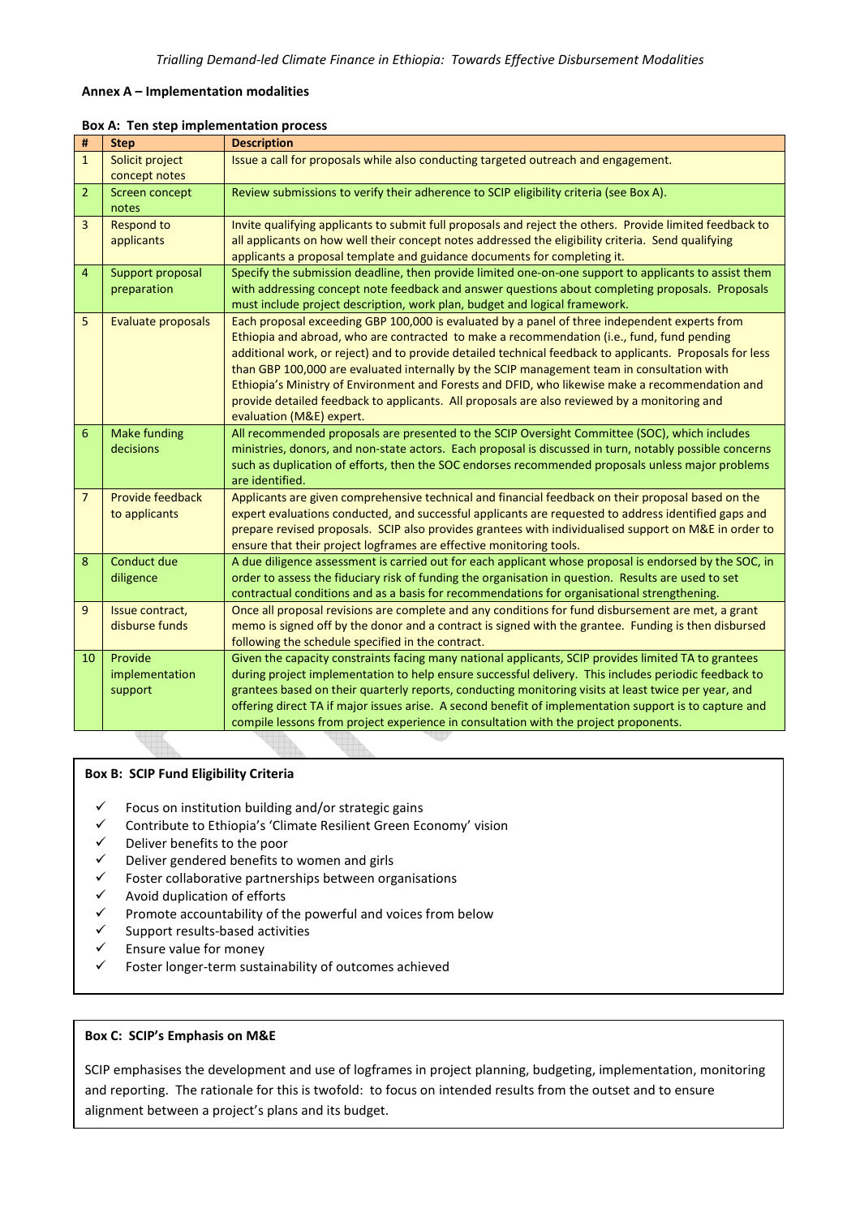**Annex A – Implementation modalities**

**Box A: Ten step implementation process**

| # | Step | Description |
|---|---|---|
| 1 | Solicit project concept notes | Issue a call for proposals while also conducting targeted outreach and engagement. |
| 2 | Screen concept notes | Review submissions to verify their adherence to SCIP eligibility criteria (see Box A). |
| 3 | Respond to applicants | Invite qualifying applicants to submit full proposals and reject the others. Provide limited feedback to all applicants on how well their concept notes addressed the eligibility criteria. Send qualifying applicants a proposal template and guidance documents for completing it. |
| 4 | Support proposal preparation | Specify the submission deadline, then provide limited one-on-one support to applicants to assist them with addressing concept note feedback and answer questions about completing proposals. Proposals must include project description, work plan, budget and logical framework. |
| 5 | Evaluate proposals | Each proposal exceeding GBP 100,000 is evaluated by a panel of three independent experts from Ethiopia and abroad, who are contracted to make a recommendation (i.e., fund, fund pending additional work, or reject) and to provide detailed technical feedback to applicants. Proposals for less than GBP 100,000 are evaluated internally by the SCIP management team in consultation with Ethiopia's Ministry of Environment and Forests and DFID, who likewise make a recommendation and provide detailed feedback to applicants. All proposals are also reviewed by a monitoring and evaluation (M&E) expert. |
| 6 | Make funding decisions | All recommended proposals are presented to the SCIP Oversight Committee (SOC), which includes ministries, donors, and non-state actors. Each proposal is discussed in turn, notably possible concerns such as duplication of efforts, then the SOC endorses recommended proposals unless major problems are identified. |
| 7 | Provide feedback to applicants | Applicants are given comprehensive technical and financial feedback on their proposal based on the expert evaluations conducted, and successful applicants are requested to address identified gaps and prepare revised proposals. SCIP also provides grantees with individualised support on M&E in order to ensure that their project logframes are effective monitoring tools. |
| 8 | Conduct due diligence | A due diligence assessment is carried out for each applicant whose proposal is endorsed by the SOC, in order to assess the fiduciary risk of funding the organisation in question. Results are used to set contractual conditions and as a basis for recommendations for organisational strengthening. |
| 9 | Issue contract, disburse funds | Once all proposal revisions are complete and any conditions for fund disbursement are met, a grant memo is signed off by the donor and a contract is signed with the grantee. Funding is then disbursed following the schedule specified in the contract. |
| 10 | Provide implementation support | Given the capacity constraints facing many national applicants, SCIP provides limited TA to grantees during project implementation to help ensure successful delivery. This includes periodic feedback to grantees based on their quarterly reports, conducting monitoring visits at least twice per year, and offering direct TA if major issues arise. A second benefit of implementation support is to capture and compile lessons from project experience in consultation with the project proponents. |

**Box B: SCIP Fund Eligibility Criteria**

- ✓ Focus on institution building and/or strategic gains
- ✓ Contribute to Ethiopia's 'Climate Resilient Green Economy' vision
- ✓ Deliver benefits to the poor
- ✓ Deliver gendered benefits to women and girls
- ✓ Foster collaborative partnerships between organisations
- ✓ Avoid duplication of efforts
- ✓ Promote accountability of the powerful and voices from below
- ✓ Support results-based activities
- ✓ Ensure value for money
- ✓ Foster longer-term sustainability of outcomes achieved

**Box C: SCIP's Emphasis on M&E**

SCIP emphasises the development and use of logframes in project planning, budgeting, implementation, monitoring and reporting. The rationale for this is twofold: to focus on intended results from the outset and to ensure alignment between a project's plans and its budget.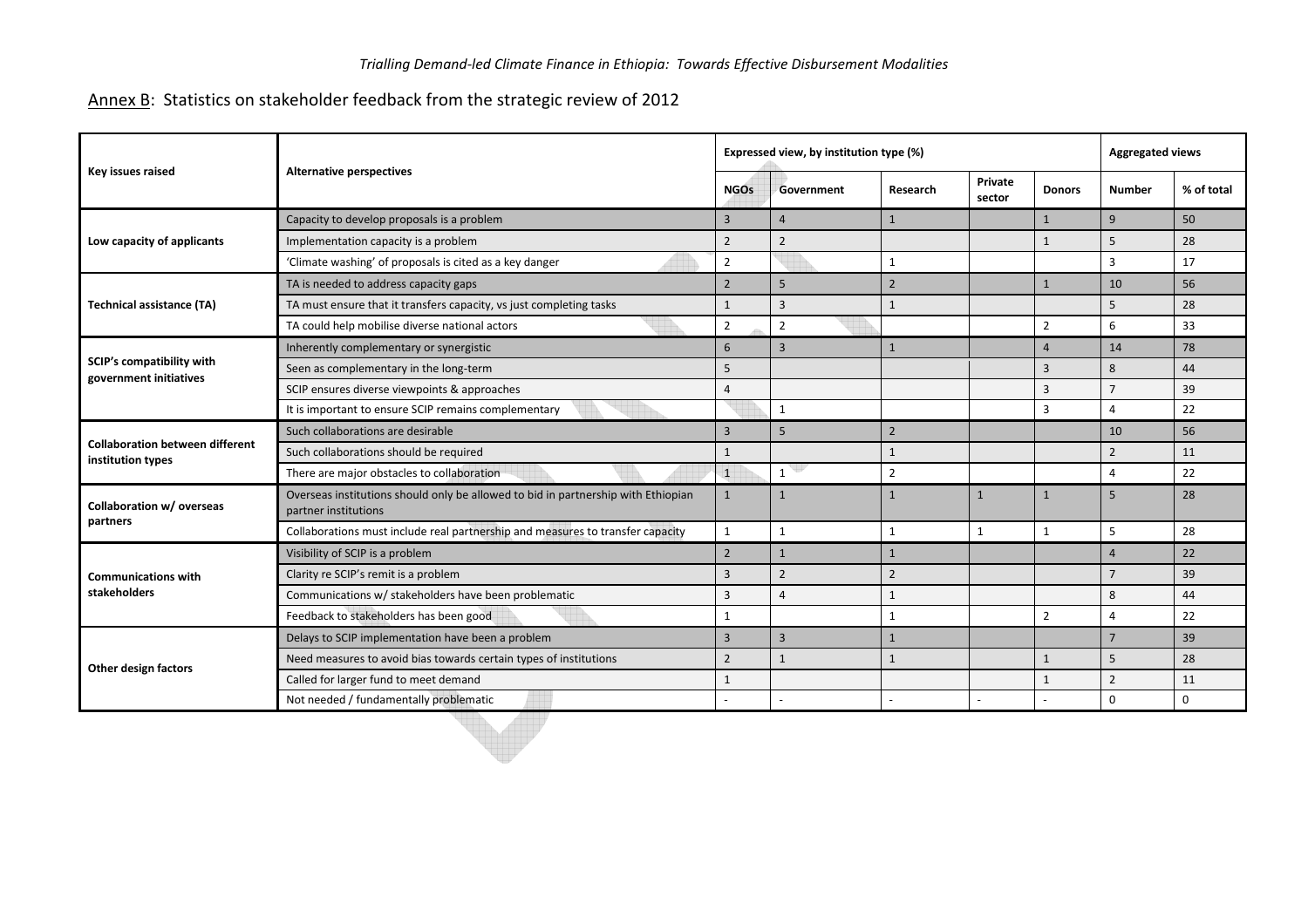Annex B: Statistics on stakeholder feedback from the strategic review of 2012

| Key issues raised | Alternative perspectives | Expressed view, by institution type (%) | | | | | Aggregated views | |
|---|---|---|---|---|---|---|---|---|
| | | NGOs | Government | Research | Private sector | Donors | Number | % of total |
| Low capacity of applicants | Capacity to develop proposals is a problem | 3 | 4 | 1 | | 1 | 9 | 50 |
| | Implementation capacity is a problem | 2 | 2 | | | 1 | 5 | 28 |
| | 'Climate washing' of proposals is cited as a key danger | 2 | | 1 | | | 3 | 17 |
| Technical assistance (TA) | TA is needed to address capacity gaps | 2 | 5 | 2 | | 1 | 10 | 56 |
| | TA must ensure that it transfers capacity, vs just completing tasks | 1 | 3 | 1 | | | 5 | 28 |
| | TA could help mobilise diverse national actors | 2 | 2 | | | 2 | 6 | 33 |
| SCIP's compatibility with government initiatives | Inherently complementary or synergistic | 6 | 3 | 1 | | 4 | 14 | 78 |
| | Seen as complementary in the long-term | 5 | | | | 3 | 8 | 44 |
| | SCIP ensures diverse viewpoints & approaches | 4 | | | | 3 | 7 | 39 |
| | It is important to ensure SCIP remains complementary | | 1 | | | 3 | 4 | 22 |
| Collaboration between different institution types | Such collaborations are desirable | 3 | 5 | 2 | | | 10 | 56 |
| | Such collaborations should be required | 1 | | 1 | | | 2 | 11 |
| | There are major obstacles to collaboration | 1 | 1 | 2 | | | 4 | 22 |
| Collaboration w/ overseas partners | Overseas institutions should only be allowed to bid in partnership with Ethiopian partner institutions | 1 | 1 | 1 | 1 | 1 | 5 | 28 |
| | Collaborations must include real partnership and measures to transfer capacity | 1 | 1 | 1 | 1 | 1 | 5 | 28 |
| Communications with stakeholders | Visibility of SCIP is a problem | 2 | 1 | 1 | | | 4 | 22 |
| | Clarity re SCIP's remit is a problem | 3 | 2 | 2 | | | 7 | 39 |
| | Communications w/ stakeholders have been problematic | 3 | 4 | 1 | | | 8 | 44 |
| | Feedback to stakeholders has been good | 1 | | 1 | | 2 | 4 | 22 |
| Other design factors | Delays to SCIP implementation have been a problem | 3 | 3 | 1 | | | 7 | 39 |
| | Need measures to avoid bias towards certain types of institutions | 2 | 1 | 1 | | 1 | 5 | 28 |
| | Called for larger fund to meet demand | 1 | | | | 1 | 2 | 11 |
| | Not needed / fundamentally problematic | - | - | - | - | - | 0 | 0 |